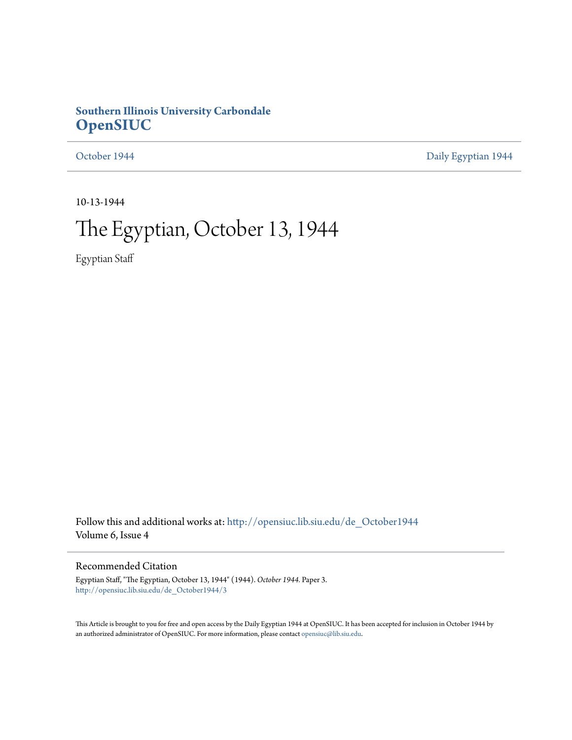**Southern Illinois University Carbondale**
## OpenSIUC

October 1944 | Daily Egyptian 1944

10-13-1944

# The Egyptian, October 13, 1944

Egyptian Staff

Follow this and additional works at: http://opensiuc.lib.siu.edu/de_October1944
Volume 6, Issue 4

### Recommended Citation

Egyptian Staff, "The Egyptian, October 13, 1944" (1944). *October 1944.* Paper 3.
http://opensiuc.lib.siu.edu/de_October1944/3

This Article is brought to you for free and open access by the Daily Egyptian 1944 at OpenSIUC. It has been accepted for inclusion in October 1944 by an authorized administrator of OpenSIUC. For more information, please contact opensiuc@lib.siu.edu.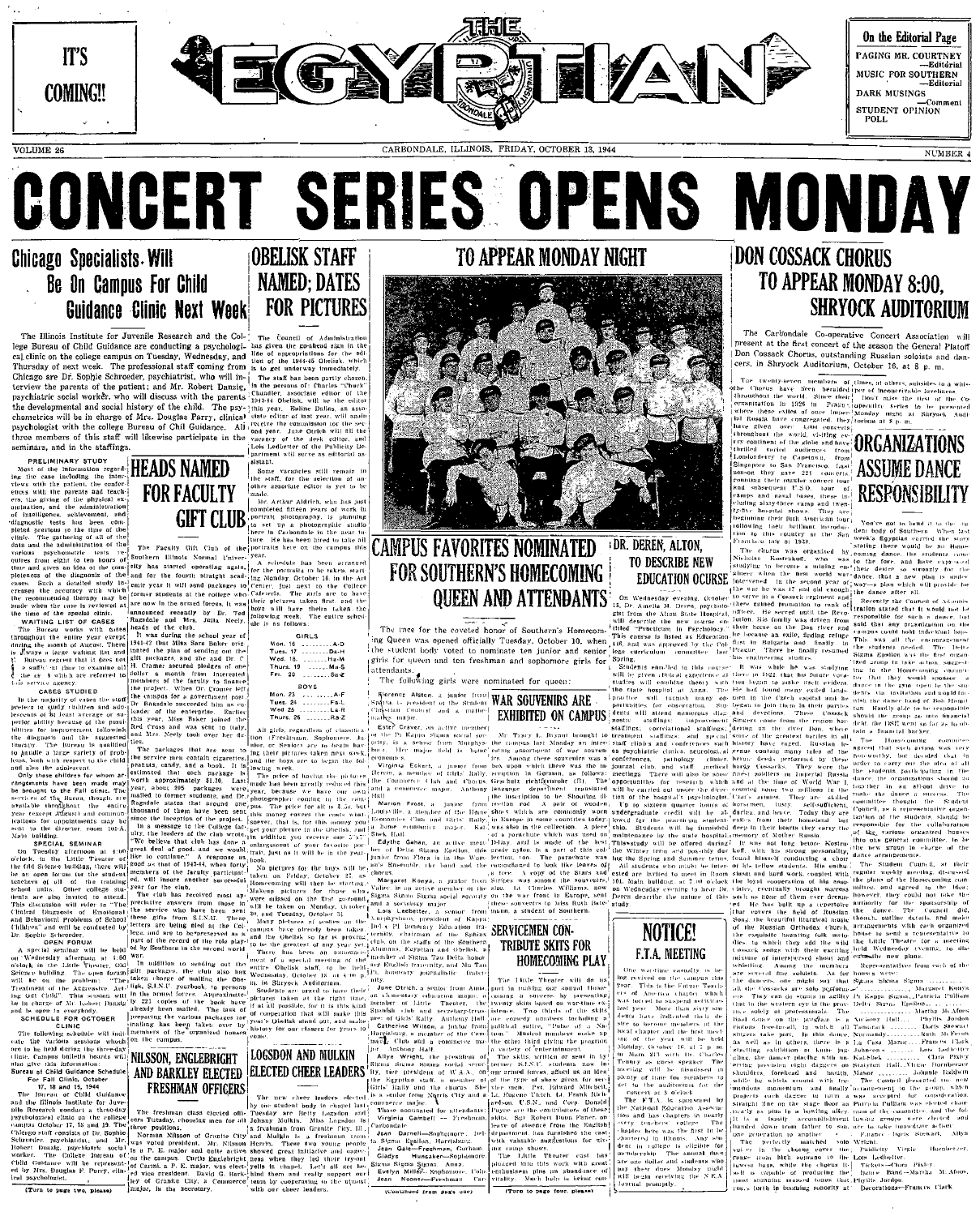**IT'S COMING!!**

# THE EGYPTIAN

**On the Editorial Page**
PAGING MR. COURTNEY —Editorial
MUSIC FOR SOUTHERN —Editorial
DARK MUSINGS —Comment
STUDENT OPINION POLL

VOLUME 26 — CARBONDALE, ILLINOIS, FRIDAY, OCTOBER 13, 1944 — NUMBER 4

# CONCERT SERIES OPENS MONDAY

## Chicago Specialists Will Be On Campus For Child Guidance Clinic Next Week

The Illinois Institute for Juvenile Research and the College Bureau of Child Guidance are conducting a psychological clinic on the college campus on Tuesday, Wednesday, and Thursday of next week. The professional staff coming from Chicago are Dr. Sophie Schroeder, psychiatrist, who will interview the parents of the patient; and Mr. Robert Danzig, psychiatric social worker, who will discuss with the parents the developmental and social history of the child. The psychometrics will be in charge of Mrs. Douglas Parry, clinical psychologist with the college Bureau of Chil Guidance. All three members of this staff will likewise participate in the seminars, and in the staffings.

**PRELIMINARY STUDY**

Most of the information regarding the case including the interviews with the patient, the conferences with the parents and teachers, the giving of the physical examination, and the administration of intelligence, achievement, and diagnostic tests has been completed previous to the time of the clinic. The gathering of all of the data and the administration of the various psychometric tests requires from eight to ten hours of time and gives an idea of the completeness of the diagnosis of the cases. Such a detailed study increases the accuracy with which the recommended therapy may be made when the case is reviewed at the time of the special clinic.

**WAITING LIST OF CASES**

The Bureau works with cases throughout the entire year except during the month of August. There is always a large waiting list and the Bureau regrets that it does not have a staff sufficient to examine all of the cases which are referred to this service agency.

**CASES STUDIED**

In the majority of cases the staff prefers to study children and adolescents of at least average or superior ability because of the possibilities for improvement following the diagnosis and the suggested therapy. The Bureau is qualified to handle a large variety of problems, both with respect to the child and also the adolescent.

Only those children for whom arrangements have been made may be brought to the Fall clinic. The services of the Bureau, though, are available throughout the entire year except August and communications for appointments may be sent to the Director, room 102-A, Main building.

**SPECIAL SEMINAR**

On Tuesday afternoon at 4:00 o'clock, in the Little Theater of the Old Science building, there will be an open forum for the student teachers of all of the training school units. Other college students are also invited to attend. This discussion will relate to "The Clinical Diagnosis of Emotional and Behavioral Problems of School Children" and will be conducted by Dr. Sophie Schroeder.

**OPEN FORUM**

A special seminar will be held on Wednesday afternoon at 4:00 o'clock in the Little Theater, Old Science building. The open forum will be on the problem: "The Treatment of the Aggressive Acting Off Child." This session will be in charge of Mr. Robert Danzig and is open to everybody.

**SCHEDULE FOR OCTOBER CLINIC**

The following schedule will indicate the various sessions which are to be held during the three-day clinic. Campus bulletin boards will also give this information:

**Bureau of Child Guidance Schedule For Fall Clinic, October 17, 18 and 19, 1944**

The Bureau of Child Guidance and the Illinois Institute for Juvenile Research conduct a three-day psychological clinic on the college campus October 17, 18 and 19. The Chicago staff consists of Dr. Sophie Schroeder, psychiatrist, and Mr. Robert Danzig, psychiatric social worker. The College Bureau of Child Guidance will be represented by Mrs. Douglas F. Parry, clinical psychologist.

(Turn to page two, please)

## HEADS NAMED FOR FACULTY GIFT CLUB

The Faculty Gift Club of the Southern Illinois Normal University has started operating again, and for the fourth straight academic year it will send packages to former students at the college who are now in the armed forces, it was announced recently by Dr. Ted Ragsdale and Mrs. Julia Neely, heads of the club.

It was during the school year of 1941-42 that Miss Sara Baker originated the plan of sending out gift packages, and she and Dr. C. H. Cramer secured pledges of one dollar a month from interested members of the faculty to finance the project. When Dr. Cramer left the campus for a government post, Dr. Ragsdale succeeded him as cochairman of the enterprise. Earlier this year, Miss Baker joined the Red Cross and was sent to Italy, and Mrs. Neely took over her duties.

The packages that are sent to the service men contain cigarettes, peanuts, candy, and a book. It is estimated that each package is worth approximately $1.30. Last year, about 395 packages were mailed to former students, and Dr. Ragsdale states that around one thousand of them have been sent since the inception of the project.

In a message to the College faculty, the leaders of the club wrote, "We believe that club has done a great deal of good, and we would like to continue." A response as good as that of 1943-44, when forty members of the faculty participated, will insure another successful year for the club.

The club has received most appreciative answers from those in the service who have been sent these gifts from S.I.N.U. These letters are being filed at the College, and are to be preserved as a part of the record of the role played by Southern in the second world war.

In addition to sending out the gift packages, the club also has taken charge of mailing the Obelisk, S.I.N.U. yearbook, to persons in the armed forces. Approximately 221 copies of the book have already been mailed. The task of preparing the various packages for mailing has been taken over by members of the organized houses on the campus.

## NILSSON, ENGLEBRIGHT AND BARKLEY ELECTED FRESHMAN OFFICERS

The freshman class elected officers Tuesday, choosing men for all three positions.

Norman Nilsson of Granite City was voted president. Mr. Nilsson is a P. E. major and quite active on the campus. Curtis Englebright of Carmi, a P. E. major, was elected vice president. David G. Barkley of Granite City, a Commerce major, is the secretary.

## OBELISK STAFF NAMED; DATES FOR PICTURES

The Council of Administration has given the go-ahead sign in the line of appropriations for the edition of the 1944-45 Obelisk, which is to get underway immediately.

The staff has been partly chosen, in the persons of: Charles "Chuck" Chandler, associate editor of the 1943-44 Obelisk, will be the editor this year. Emline Dallas, an associate editor of last year, will again receive the commission for the second year. June Orrick will fill the vacancy of the desk editor, and Lois Ledbetter of the Publicity Department will serve as editorial assistant.

Some vacancies still remain in the staff, for the selection of an other associate editor is yet to be made.

Mr. Arthur Aldrich, who has just completed fifteen years of work in portrait photography, is planning to set up a photographic studio here in Carbondale in the near future. He has been hired to take all portraits here on the campus this year.

A schedule has been arranged for the portraits to be taken starting Monday, October 16 in the Art Center, just next to the College Cafeteria. The girls are to have their pictures taken first and the boys will have theirs taken the following week. The entire schedule is as follows:

**GIRLS**

| Day | Names |
|---|---|
| Mon. 16 | A-D |
| Tues. 17 | Da-H |
| Wed. 18 | Ha-M |
| Thurs. 19 | Ma-S |
| Fri. 20 | Sa-Z |

**BOYS**

| Day | Names |
|---|---|
| Mon. 23 | A-F |
| Tues. 24 | Fa-L |
| Wed 25 | La-R |
| Thurs. 26 | Ra-Z |

All girls, regardless of classification (Freshman, Sophomore, Junior, or Senior) are to begin having their pictures taken next week, and the boys are to begin the following week.

The price of having the pictures made has been greatly reduced this year, because we have our own photographer coming to the campus. The price for all is $1.50, but this money covers the cost whatsoever, that is, for this money you get your picture in the Obelisk, and in addition, you receive one 3x5 enlargement of your favorite portrait, just as it will be in the year book.

No pictures for the boys will be taken on Friday, October 27, as Homecoming will then be starting. Makeup pictures for those who were missed on the first go-round will be taken on Monday, October 30, and Tuesday, October 31.

Many pictures of scenes on the campus have already been taken, and the Obelisk so far is proving to be the greatest of any year yet. There will be a special meeting of the entire Obelisk staff, to be held Wednesday, October 18, at 4:00 p. m. in Shryock Auditorium.

Students are urged to have their pictures taken at the first time, if at all possible, for it is this kind of cooperation that will make this year's Obelisk stand out, and make history for our classes for years to come.

## LOGSDON AND MULKIN ELECTED CHEER LEADERS

The new cheer leaders elected by the student body in chapel last Tuesday are Betty Logsdon and Johnny Mulkin. Miss Logsdon is a freshman from Granite City, Ill., and Mulkin is a freshman from Herrin. These two young people showed great initiative and eagerness when they led their first yells in chapel. Let's all get behind them and really support our team by cooperating to the utmost with our cheer leaders.

## TO APPEAR MONDAY NIGHT

## CAMPUS FAVORITES NOMINATED FOR SOUTHERN'S HOMECOMING QUEEN AND ATTENDANTS

The race for the coveted honor of Southern's Homecoming Queen was opened officially Tuesday, October 10, when the student body voted to nominate ten junior and senior girls for queen and ten freshman and sophomore girls for attendants.

The following girls were nominated for queen:

Florence Alston, a junior from Sparta, is president of the Student Christian Council and a mathematics major.

Ester Craver, an active member of the Pi Kappa Sigma social sorority, is a senior from Murphysboro. Her major field is home economics.

Virginia Eckert, a junior from Herrin, a member of Girls' Rally, the Commerce Club and Chorus, and a commerce major. Anthony Hall.

Marion Frost, a junior from Louisville, a member of the Home Economics Club and Girls' Rally. A home economics major. Kai Shek Hall.

Edythe Gahan, an active member of Delta Sigma Epsilon, the junior from Flora is in the Women's Ensemble, the band and the chorus.

Margaret Konya, a junior from Valier, is an active member of the Sigma Sigma Sigma social sorority and a secondary major.

Lois Ledbetter, a senior from Murphysboro, president of Kappa Delta Pi honorary Education fraternity, chairman of the Sphinx club, on the staffs of the Southern Alumnus, Egyptian and Obelisk, a member of Sigma Tau Delta honorary English fraternity, and Mu Tau Pi, honorary journalistic fraternity.

June Orrick, a senior from Anna, a member of Sigma Sigma Sigma social sorority, a member of Little Theater, the Spanish club and secretary-treasurer of Girls' Rally.

Catherine Wilson, a junior from Harrisburg, a member of the Commerce Club and a commerce major. Anthony Hall.

Allyn Wright, the president of Sigma Sigma Sigma social sorority, vice president of W.A.A., on the Egyptian staff, a member of Girls' Rally and the chorus. She is a senior from Norris City and a commerce major.

Those nominated for attendants:

Virginia Campbell — Freshman, Carbondale
Jean Darnell—Sophomore, Delta Sigma Epsilon, Harrisburg
Jean Gale—Freshman, Gorham
Gladys Hunsaker—Sophomore, Sigma Sigma Sigma, Anna
Evelyn Miller—Sophomore, Cobden
Jean Nooner—Freshman, Carterville

(Continued from page one)

## WAR SOUVENIRS ARE EXHIBITED ON CAMPUS

Mr. Tracy L. Bryant brought to the campus last Monday an interesting assortment of war souvenirs, sent home by his son, Lt. Bryant. Among these souvenirs was a box upon which there was the inscription in German, as follows: Gebraucht rechtzeitig. The language department translated the inscription to be: Shooting direction card. A pair of wooden shoes which are commonly worn in Europe in some countries today was also in the collection. A piece of a parachute which was used on D-Day, and is made of the best grade nylon, is a part of this collection. The parachute was camouflaged to look like leaves of a tree. A copy of the Stars and Stripes was among the souvenirs. Also Lt. Charles Williams, now on the war front in Europe, sent these souvenirs to Miss Ruth Bateman, a student of Southern.

## SERVICEMEN CONTRIBUTE SKITS FOR HOMECOMING PLAY

The Little Theater will do its part in making our annual Homecoming a success by presenting twenty skits based on war-time existence. Two thirds of the skits were recently submitted to the national contest, "Pulse of a Nation." Musical numbers make up the other third giving the program a variety of entertainment.

The skits, written or sent in by former S.I.N.U. students now in our armed forces, afford us an idea of the type of show given for service men. Pvt. Edward Mitchell, Lt. Eugene Ulrich, Lt. Frank Richardson, U.S.N., and Cpl. Donald Payne are the contributors of these skits. Sgt. Robert Dunn Faner, on leave of absence from the English department, has furnished the cast with valuable suggestions for staging camp shows.

The Little Theater cast has plunged into this work with great enthusiasm plus an abundance of vitality. Much help is being

(Turn to page four, please)

## DR. DEREN, ALTON, TO DESCRIBE NEW EDUCATION OCURSE

On Wednesday evening, October 18, Dr. Amelia M. Deren, psychologist from the Alton State Hospital, will describe the new course entitled "Practicum in Psychology." This course is listed as Education 291, and was approved by the College curriculum committee last Spring.

Students enrolled in this course will be given clinical experience at the state hospital at Anna. The practice will furnish many opportunities for observation. Students will attend numerous clinic staffings, improvement staffings, correctional staffings, treatment staffings, and special staff clinics and conferences such as psychiatric clinics, neurological conferences, pathology clinic, journal club, and staff medical meetings. There will also be opportunities for research which will be carried out under the direction of the hospital's psychologist.

Up to sixteen quarter hours of undergraduate credit will be allowed for the practicum. Students will be furnished their room and board, and the maintenance by the state hospital. This study will be offered during the Winter term and possibly during the Spring and Summer terms.

All students who might be interested are invited to meet in Room 101, Main building, at 7:00 o'clock on Wednesday evening to hear Dr. Deren describe the nature of this study.

## NOTICE! F.T.A. MEETING

One war-time casualty is being revived on the campus this year. That is the Future Teachers of America chapter which was forced to suspend activities last year. Enough students have indicated their desire to become members of the local chapter and the first meeting of the year will be held Monday, October 16 at 7 p. m. in Room 213 in the Main building with Dr. Ramsey as guest speaker. The meeting will be dismissed in plenty of time for members to get to the auditorium for the concert at 8 o'clock.

The F.T.A. is sponsored by the National Education Association and has chapters in nearly all states. This college chapter here was the first to be chartered in Illinois. Any student in college is eligible for membership. The annual dues are one dollar and students who pay their dues Monday night will begin receiving the NEA journal promptly.

## DON COSSACK CHORUS TO APPEAR MONDAY 8:00, SHRYOCK AUDITORIUM

The Carbondale Co-operative Concert Association will present at the first concert of the season the General Platoff Don Cossack Chorus, outstanding Russian soloists and dancers, in Shryock Auditorium, October 16, at 8 p. m.

The twenty-seven members of the Chorus have been heralded throughout the world. Since their organization in 1926 in Prague where these exiles of once imperial Russia have congregated, they have given over 5,000 concerts throughout the world, visiting every continent of the globe and have thrilled varied audiences from Londonderry to Capetown, from Singapore to San Francisco. Last season they gave 221 concerts, counting their regular concert tour and subsequent U.S.O. tour of camps and naval bases, these including sixty-three camp and twenty-five hospital shows. They are beginning their fifth American tour following their brilliant introduction to this country at the San Francisco in 1939.

The chorus was organized by Nicholas Kostrukoff, who was studying to become a mining engineer when the first world war intervened. In the second year of the war he was 17 and old enough to serve in a Cossack regiment and there earned promotion to rank of officer. He served until the Revolution. His family was driven from their home on the Don river and he became an exile, finding refuge first in Bulgaria and finally in Prague. There he finally resumed his engineering studies.

It was while he was studying there in 1922 that his future career began to make itself evident. He had found many exiled Cossack men in the Czech capital and he began to join them in their prayers and devotions. These Cossack singers came from the region bordering on the river Don, where some of the greatest battles in all history have raged. Russian legends contain many tales of the brave deeds performed by these hardy Cossacks. They were the finest soldiers in Imperial Russia and at the time of World War I, counted some two millions in the Czar's armies. They are skilled horsemen, lusty, self-sufficient, daring, and brave. Today they are exiles from their homeland but deep in their hearts they carry the memory of Mother Russia.

It was not long before Kostrukoff, with his strong personality, found himself conducting a choir of his fellow students. His enthusiasm and hard work, coupled with the loyal cooperation of his men later, eventually brought success such as none of them ever dreamed. He has built up a repertoire that covers the field of Russian Song, the beautiful liturgical music of the Russian Orthodox church, the exquisite haunting folk melodies to which they add the wild Cossack songs with their exciting mixture of interspersed shout and whistling. Among the members are several fine soloists. As for the dancers, one might say that all the Cossacks are gifted dancers. They can do almost anything that in the western eye is the province solely of professionals. The Cossack dance on the parquet floor radiates fire and exuberance. In this dance, as well as in others, there is a startling exhibition of knife juggling, the dancer placing with unerring precision eight daggers on shoulders, forehead and mouth, while he whirls around with tremendous momentum, and finally projects each dagger in turn straight line on the stage floor as far as in a bowling alley. It is a family accomplishment handed down from father to son, one generation to another.

The perfectly matched solo voice in the chorus cover the range from bell soprano to the lowest bass, while the chorus itself is capable of producing the most stunning massed tones that suggest the booming sonority of bells at times, at others, subsides to a whisper of incomparable loveliness.

Don't miss the first of the Co-operative series to be presented Monday night at Shryock Auditorium at 8 p. m.

## ORGANIZATIONS ASSUME DANCE RESPONSIBILITY

You've got to hand it to the student body of Southern. When last week's Egyptian carried the story stating there would be no Homecoming dance, the students came to the fore, and have expressed their desire so strongly for the dance that a new plan is under way—a plan which will provide for the dance after all.

Recently the Council of Administration stated that it would not be responsible for such a dance, but said that any organization on the campus could hold this dance if it so desired. This was all the encouragement the students needed. The Delta Sigma Epsilon was the first organized group to take action, suggesting to the Homecoming committee that they would sponsor a dance in the gym open to the students via invitation and would furnish the dance band of Bob Hecht. Hardly able to be responsible should the group go into financial debt the DSE went so far as to obtain a financial backer.

The Homecoming committee realized that such action was very praiseworthy, but decided that in order to carry out the idea of all the students participating in the dance, the organizations should go together in an all-out drive to make the dance a success. The committee thought the Student Council, as a representative organization of the students, should be responsible for the collaboration of the various organized houses into one general committee, to be the new group in charge of the dance arrangements.

The Student Council, at their regular weekly meeting, discussed the plans of the Homecoming committee, and agreed to the idea; however, they could not take the authority for the sponsorship of the dance. The Council did, though, outline details for the arrangements with each organized house to send a representative to the Little Theatre for a meeting held Wednesday evening, to discuss the new plans.

Representatives from each of the houses were:

| House | Representative |
|---|---|
| Sigma Sigma Sigma | Margaret Konya |
| Pi Kappa Sigma | Patricia Pullam |
| Delta Sigma Epsilon | Martha McAfoos |
| Anthony Hall | Phyllis Jordan |
| Tamarack | Doris Stewart |
| Normandy | Ruth McPeek |
| La Casa Manana | Frances Clark |
| Johnson's | Lois Ledbetter |
| Kal-Shek | Clara Pixley |
| Stanyton Hall | Hilda Hornberger |
| Manor | Johnnie Baldwin |

The Council presented to the new group a proposed plan of arrangements which was accepted for consideration. Patricia Pullam was elected chairman of the committee, and the following groups were elected and are to take immediate action:

Finance—Doris Stewart, Allyn Wright
Publicity—Virginia Hornberger, Lois Ledbetter
Tickets—Clara Pixley
Dance Band—Martha McAfoos, Phyllis Jordan
Decorations—Frances Clark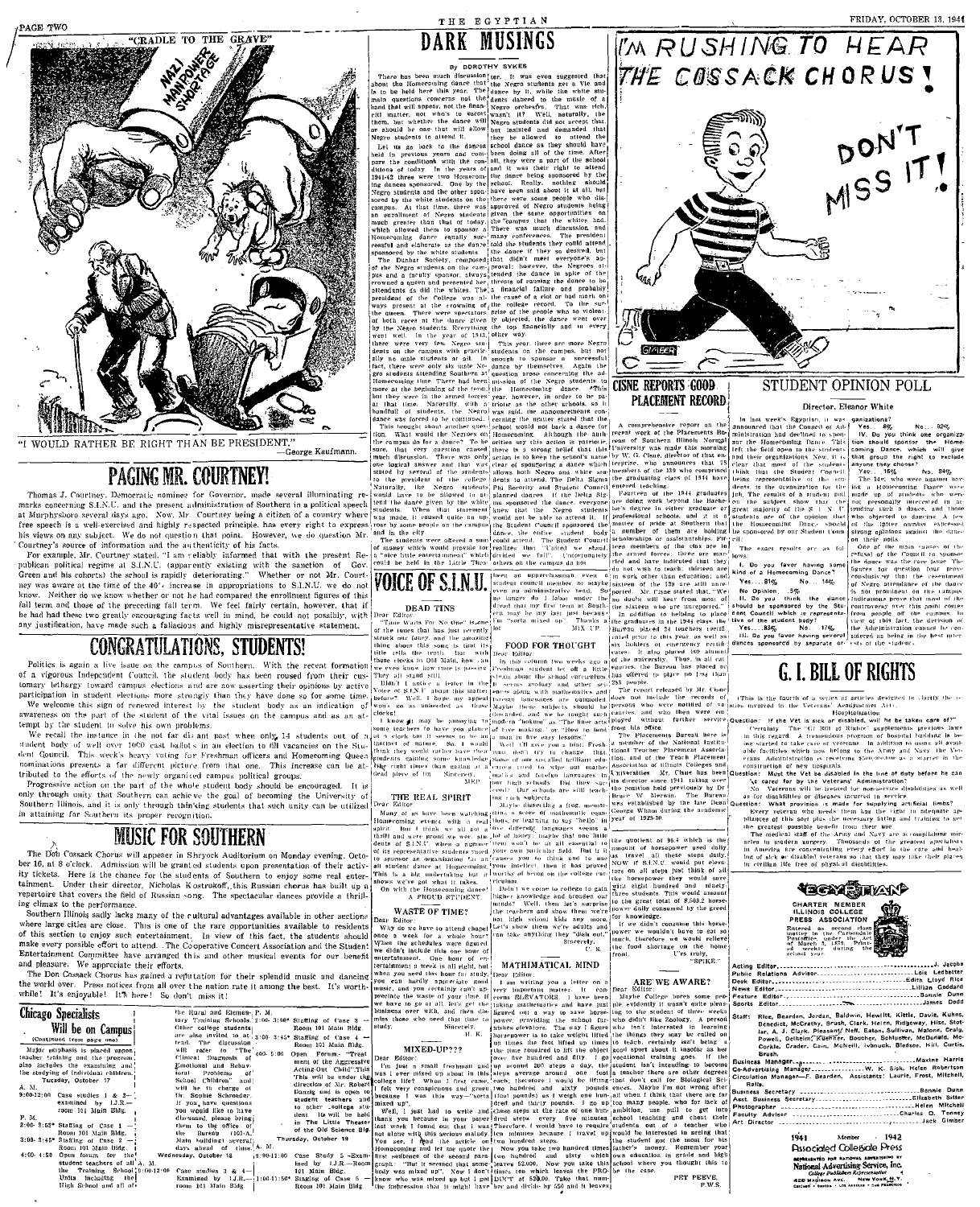"CRADLE TO THE GRAVE"

NAZI MANPOWER SHORTAGE

"I WOULD RATHER BE RIGHT THAN BE PRESIDENT." —George Kaufmann.

## PAGING MR. COURTNEY!

Thomas J. Courtney, Democratic nominee for Governor, made several illuminating remarks concerning S.I.N.U. and the present administration of Southern in a political speech at Murphysboro several days ago. Now, Mr. Courtney being a citizen of a country where free speech is a well-exercised and highly respected principle, has every right to express his views on any subject. We do not question that point. However, we do question Mr. Courtney's source of information and the authenticity of his facts.

For example, Mr. Courtney stated, "I am reliably informed that with the present Republican political regime at S.I.N.U. (apparently existing with the sanction of Gov. Green and his cohorts) the school is rapidly deteriorating." Whether or not Mr. Courtney was aware at the time of the 40% increase in appropriations to S.I.N.U. we do not know. Neither do we know whether or not he had compared the enrollment figures of this fall term and those of the preceding fall term. We feel fairly certain, however, that if he had had these two greatly encouraging facts well in mind, he could not possibly, with any justification, have made such a fallacious and highly misrepresentative statement.

## CONGRATULATIONS, STUDENTS!

Politics is again a live issue on the campus of Southern. With the recent formation of a vigorous Independent Council, the student body has been roused from their customary lethargy toward campus elections and are now asserting their opinions by active participation in student elections more strongly than they have done so for some time.

We welcome this sign of renewed interest by the student body as an indication of awareness on the part of the student of the vital issues on the campus and as an attempt by the student to solve his own problems.

We recall the instance in the not far distant past when only 14 students out of a student body of well over 1000 cast ballots in an election to fill vacancies on the Student Council. This week's heavy voting for Freshman officers and Homecoming Queen nominations presents a far different picture from that one. This increase can be attributed to the efforts of the newly organized campus political groups.

Progressive action on the part of the whole student body should be encouraged. It is only through unity that Southern can achieve the goal of becoming the University of Southern Illinois, and it is only through thinking students that such unity can be utilized in attaining for Southern its proper recognition.

## MUSIC FOR SOUTHERN

The Don Cossack Chorus will appear in Shryock Auditorium on Monday evening, October 16, at 8 o'clock. Admission will be granted students upon presentation of their activity tickets. Here is the chance for the students of Southern to enjoy some real entertainment. Under their director, Nicholas Kostrukoff, this Russian chorus has built up a repertoire that covers the field of Russian song. The spectacular dances provide a thrilling climax to the performance.

Southern Illinois sadly lacks many of the cultural advantages available in other sections where large cities are close. This is one of the rare opportunities available to residents of this section to enjoy such entertainment. In view of this fact, the students should make every possible effort to attend. The Cooperative Concert Association and the Student Entertainment Committee have arranged this and other musical events for our benefit and pleasure. We appreciate their efforts.

The Don Cossack Chorus has gained a reputation for their splendid music and dancing the world over. Press notices from all over the nation rate it among the best. It's worthwhile! It's enjoyable! It's here! So don't miss it!

## Chicago Specialists Will be on Campus

(Continued from page one)

Major emphasis is placed upon teacher training and the program also includes the examining and the studying of individual children.

Tuesday, October 17

A. M.

9:00-12:00 Case studies 1 & 2—examined by I.J.R.—room 101 Main Bldg.

P. M.

2:00- 3:00* Staffing of Case 1—Room 101 Main Bldg.

3:00- 3:45* Staffing of Case 2—Room 101 Main Bldg.

4:00- 4:50 Open forum for the student teachers of all the Training School Units including the High School and all of the Rural and Elementary Training Schools. Other college students are also invited to attend. The discussion will refer to "The Clinical Diagnosis of Emotional and Behavioral Problems of School Children" and will be in charge of Dr. Sophie Schroeder. If you have questions you would like to have discussed, please bring them to the office of the Bureau (103-A Main building) several days ahead of time.

Wednesday, October 18

A. M.

9:00-12:00 Case studies 3 & 4—Examined by I.J.R.—room 101 Main Bldg.

P. M.

2:00- 3:00* Staffing of Case 3—Room 101 Main Bldg.

3:00- 3:45* Staffing of Case 4—Room 101 Main Bldg.

4:00- 5:00 Open Forum: "Treatment of the Aggressive Acting-Out Child." This will be under the direction of Dr. Robert Dansig and is open to student teachers and to other college students. It will be held in The Little Theater of the Old Science Bldg.

Thursday, October 19

A. M.

9:00-11:00 Case Study 5—Examined by I.J.R.—Room 101 Main Bldg.

11:00-11:50* Staffing of Case 5—Room 101 Main Bldg.

## DARK MUSINGS

By DOROTHY SYKES

There has been much discussion about the Homecoming dance that is to be held here this year. The main questions concerns not the band that will appear, not the financial matter, not who's to escort them, but whether the dance will or should be one that will allow Negro students in attend it.

Let us go back to the dances held in previous years and compare the conditions with the conditions of today. In the years of 1941-42 there were two Homecoming dances sponsored. One by the Negro students and the other sponsored by the white students on the campus. At that time, there was an enrollment of Negro students much greater than that of today, which allowed them to sponsor a Homecoming dance equally successful and elaborate as the dance sponsored by the white students.

The Dunbar Society, composed of the Negro students on the campus and a faculty sponsor, always crowned a queen and presented her attendants as did the whites. The president of the College was always present at the crowning of the queen. There were spectators of both races at the dance given by the Negro students. Everything went well. In the year of 1943, there were very few Negro students on the campus with practically no male students at all. In fact, there were only six male Negro students attending Southern at the beginning of the term, but they were in the armed forces at that time. Naturally, with a handfull of students, the Negro dance was forced to be continued.

This brought about another question. What would the Negroes on the campus do for a dance? To be sure, that very question caused much discussion. There was only one logical answer and that was stated by several of the students to the president of the college. Naturally, the Negro students would have to be allowed to attend the dance given by the white students. When that statement was made, it caused quite an uproar by some people on the campus and in the city.

The students were offered a sum of money which would provide for a "nice little entertainment" which could be held in the Little Theater. It was even suggested that the Negro students get a Vic and dance by it, while the white students danced to the music of a Negro orchestra. That was rich, wasn't it? Well, naturally, the Negro students did not accept that, but insisted and demanded that they be allowed to attend the school dance as they should have been doing all of the time. After all, they were a part of the school and it was their right to attend the dance being sponsored by the school. Really, nothing should have been said about it at all, but there were some people who disapproved of Negro students being given the same opportunities on the campus that the whites had. There was much discussion, and many conferences. The president told the students they could attend the dance if they so desired. But that didn't meet everyone's approval; however, the Negroes attended the dance in spite of the threats of causing the dance to be a financial failure and probably the cause of a riot or bad mark on the college record. To the surprise of the people who so violently objected, the dance went over the top financially and in every other way.

This year, there are more Negro students on the campus, but not enough to sponsor a successful dance by themselves. Again the question arose concerning the admission of the Negro students to the Homecoming dance. This year, however, in order to be particular as the other schools, so it was said, the announcements concerning the matter stated that the school would not back a dance for Homecoming. Although the authorities say this action is patriotic, there is a strong belief that this action is to keep the school's name clear of sponsoring a dance which allows both Negro and white students to attend. The Delta Sigma Phi Sorority and Student Council planned dances. If the Delta Sigma sponsored the dance, everyone knew that the Negro students would not be able to attend it. If the Student Council sponsored the dance, the entire student body could attend. The Student Council realizes that "United we stand, divided we fall." Unfortunately others on the campus do not.

## VOICE OF S.I.N.U.

### DEAD TIME

Dear Editor:

"Time Waits For No One!" is one of the tunes that has just recently struck our fancy, and the amazing thing about this song is that its title tells the truth. But with those clocks in Old Main, how can we even know how time is passing. They all stand still.

Didn't I notice a letter in the Voice of S.I.N.U. about this matter before? Well, I hope my appeal won't go as unheeded as those clocks!

I know it may be annoying to some teachers to have you dismissed at a clock but it seems to be an instinct of nature. So, I would think they would rather have their students gaining some knowledge the right time than eating at a dead piece of tin.

Sincerely,
MBD

### THE REAL SPIRIT

Dear Editor:

Many of us have been watching Homecoming events with a real spirit. But I think we all got a thrill and were proud we were students of S.I.N.U. when a group of its representative students voted to sponsor an organization for an all student dance at Homecoming. This is a big undertaking but it shows we've got what it takes.

On with the Homecoming dance!

A PROUD STUDENT.

### WASTE OF TIME?

Dear Editor:

Why do we have to attend chapel once a week for a whole hour? When the schedules were arranged we didn't include this one hour of entertainment. One hour of entertainment a week is all right, but when you need this hour for study, you can hardly appreciate good music, and you certainly can't appreciate the waste of your time. If we have to go at all, let's get the business over with, and then dismiss those who need that time to study.

Sincerely,
H. K.

### MIXED-UP???

Dear Editor:

I'm just a small freshman and was I ever mixed up about in this college life! When I first came, I felt very conspicuous and green because I was this way—"sorta mixed up."

Well, I just had to write and thank you because in your paper last week I found out that I was not alone with this serious malady. You see, I read the article on Homecoming and let me quote the first sentence of the second paragraph: "But it seemed that somebody was mixed up." Now I don't know who was mixed up but I got the impression that it might have been an upperclassman, even a student council member, or maybe even an administrative head. So no longer do I labor under the dread that my first term at Southern may be my last just because I'm "sorta mixed up." Thanks a heap.

MIX UP.

### FOOD FOR THOUGHT

Dear Editor:

In this column two weeks ago a Freshman student let off a little steam about the school curriculum. It seems apology and other sciences along with mathematics and foreign languages are outmoded. In modern times these subjects should be discarded, and we be taught such modern "hokum" as "The finer arts of love making" or "How to land a man in five easy lessons."

Well I'll give you a hint, Freshman don't try to change this. Some of our so called brilliant educators could be wise and capable enough to discard these fine useless and jointless luminaries of the past high schools. Did they succeed? Our schools are still teaching the subjects.

Maybe dissecting a frog, memorizing a score of mathematic equations, or learning to say "hello" in five different languages seems a lot of hooey; maybe that one little thing that is not at all essential to your own particular field. But it is causes you to think and to use your intellect. Then it has proved worthy of being on the college curriculum.

Don't we come to college to gain higher knowledge and broaden our minds? Well, then let's surprise the teachers and show them we're not high school kids any more. Let's show them we're adults and can take anything they "dish out."

Sincerely,
C. S.

### MATHEMATICAL MIND

Dear Editor:

I am writing you a letter on a very important matter. It concerns ELEVATORS. I have been taking mathematics and have just figured out a way to save horsepower, providing the school furnishes elevators. The way I figure is horsepower is to take weight lifted up times the feet lifted up times the time required to lift the object over five hundred and fifty. I go up around 200 steps a day, the steps average around one foot each, therefore I would be lifting two hundred and sixty pounds (four pounds) as I weigh one hundred and sixty pounds. I go up these steps at the rate of one hundred steps every five minutes. Therefore it would have to require five minutes because I travel up two hundred steps.

Now you take two hundred times two hundred and sixty which leaves $2,000. Now you take this times ten which leaves the PRODUCT of $20.00. Take that number and divide by 550 and it leaves the quotient of 36.4 which is the amount of horsepower used daily. The travel up these steps daily. NOW if S.I.N.U. would put elevators on all steps just think of all the horsepower they would save, eight thousand eight hundred and ninety-three students. This would amount to the great total of 8,503.2 horsepower daily consumed by the greed for knowledge.

If we didn't consume this horsepower we wouldn't have to eat so much, therefore we would relieve the food shortage on the home front.

Urs truly,
"SPIKE."

### ARE WE AWARE?

Dear Editor:

Maybe College bores some people evidently it wasn't quite pleasing to the student of three weeks who didn't like Zoology. A person who isn't interested in learning the things they may be called on to teach, certainly isn't being a good sport about it insofar as her vocational training goes. If the student isn't intending to become a teacher there are other degrees that don't call for Biological Sciences. Maybe I'm not wrong after all when I think that there are far too many people who for lack of ambition, use pull to get into school teaching and cheat their students out of a teacher who would be interested in seeing that the student got the most for his father's money. Remember your own education in grade and high school where you thought this to be the case.

PET PEEVE.
F.W.S.

## I'M RUSHING TO HEAR THE COSSACK CHORUS!

DON'T MISS IT!

GIMBER

## CISNE REPORTS GOOD PLACEMENT RECORD

A comprehensive report on the recent work of the Placements Bureau of Southern Illinois Normal University was made this morning by W. G. Cisne, director of that enterprise, who announces that 78 members of the 139 who comprised the graduating class of 1944 have entered teaching.

Fourteen of the 1944 graduates are doing work beyond the Bachelor's degree in either graduate or professional schools, and it is a matter of pride at Southern that a number of them are holding scholarships or assistantships. Fifteen members of the class are in the armed forces, three are married and have indicated that they do not wish to teach; thirteen are in work other than education; and sixteen of the 139 are still unreported. Mr. Cisne stated that, "We no doubt will hear from most of the sixteen who are unreported."

In addition to helping to place the graduates in the 1944 class, the Bureau has placed 54 teachers certificated prior to this year, as well as six holders of emergency certificates. It also placed 169 alumni of the university. Thus, in all categories, the Bureau has placed or has offered to place no less than 288 people.

The report released by Mr. Cisne does not include the records of persons who were notified of vacancies and who then were employed without further service from his office.

The Placements Bureau here is a member of the National Institutional Teacher Placement Association, and of the Teach Placement Association of Illinois Colleges and Universities. Mr. Cisne has been its director since 1941, taking over the position held previously by Dr. Bruce W. Merwin. The Bureau was established by the late Dean George Wham during the academic year of 1929-30.

## STUDENT OPINION POLL

Director, Eleanor White

In last week's Egyptian, it was announced that the Council of Administration had declined to sponsor the Homecoming Dance. This left the field open to any students and their organizations. Now, it is clear that most of the students being representative of the students is the organization for the job. The results of a student poll on the subject show that the great majority of the S.I.N.U. students are of the opinion that the Homecoming Dance should be sponsored by our Student Council.

The exact results are as follows:

I. Do you favor having some kind of a Homecoming Dance?
Yes....81% No....14%
No Opinion....5%

II. Do you think the dance should be sponsored by the Student Council which is representative of the student body?
Yes....83% No....17%

III. Do you favor having several dances sponsored by separate organizations?
Yes....8% No....92%

IV. Do you think one organization should sponsor the Homecoming Dance which will give that group the right to exclude anyone they choose?
Yes....16% No....84%

The 14% who were against having a Homecoming Dance were made up of students who were not personally interested in attending such a dance, and those who objected to dancing. A few of the latter number expressed strong opinions against the dance on their polls.

One of the main causes of the refusal of the Council to sponsor the dance was the race issue. The figures for question four prove conclusively that the resentment of Negro attendance at the dance is not prominent on the campus. Indications prove that most of the controversy over this point come from people off the campus. In view of this fact, the decision of the administration cannot be considered as being in the best interests of the students.

## G. I. BILL OF RIGHTS

(This is the fourth of a series of articles designed to clarify the issues involved in the Veterans' Readjustment Act.)

Hospitalization

**Question:** If the Vet is sick or disabled, will he be taken care of?

Certainly. The "GI Bill of Rights" supplements previous laws in this regard. A tremendous program of hospital building is being started to take care of veterans. In addition to using all available facilities which now belong to the Army and Navy, the Veterans Administration is receiving $500,000,000 as a starter in the construction of new hospitals.

**Question:** Must the Vet be disabled in the line of duty before he can be cared for by the Veterans' Administration?

No. Veterans will be treated for non-service disabilities as well as for disabilities or diseases incurred in service.

**Question:** What provision is made for supplying artificial limbs?

Every veteran who needs them has the right to adequate appliances of this sort plus the necessary fitting and training to get the greatest possible benefit from their use.

The medical staff of the Army and Navy are accomplishing miracles in modern surgery. Thousands of the greatest specialists in America are concentrating every effort in the care and healing of sick or disabled veterans so that they may take their places in civilian life free of physical disabilities.

## EGYPTIAN

CHARTER MEMBER ILLINOIS COLLEGE PRESS ASSOCIATION

Entered as second class matter in the Carbondale Postoffice, under the Act of March 3, 1879. Printed weekly during the school year.

| | |
|---|---|
| Acting Editor | J. Jacobs |
| Public Relations Advisor | Lois Ledbetter |
| Desk Editor | Edith Lloyd Rice |
| News Editor | Lillian Goddard |
| Feature Editor | Bonnie Dunn |
| Sports Editor | James Dodd |

Staff: Rice, Bearden, Jordan, Baldwin, Hewlitt, Kittle, Davis, Kuhns, Benedict, McCrathy, Brush, Clark, Helton, Ridgeway, Hise, Stellar, A. J. Clark, Pleasant, Neff, Eaton, Sullivan, Malone, Crain, Powell, Oelheim, Kuehner, Boucher, Schlueter, McDonald, McCorkle, Crader, Cain, McNeill, Ivanuck, Bledsoe, Hill, Curtis, Brush.

| | |
|---|---|
| Business Manager | Maxine Harris |
| Co-Advertising Manager | W. K. Sisk, Helen Robertson |
| Circulation Manager—F. Bearden. Assistants: Laurie, Frost, Mitchell, Ralls. | |
| Business Secretary | Bonnie Dunn |
| Business Assistant Secretary | Elizabeth Sitter |
| Photographer | Helen Mitchell |
| Faculty Advisor | Charles D. Tenney |
| Art Director | Jack Gimber |

1941 Member 1942
Associated Collegiate Press

REPRESENTED FOR NATIONAL ADVERTISING BY National Advertising Service, Inc. College Publishers Representative 420 MADISON AVE. NEW YORK, N.Y. CHICAGO • BOSTON • LOS ANGELES • SAN FRANCISCO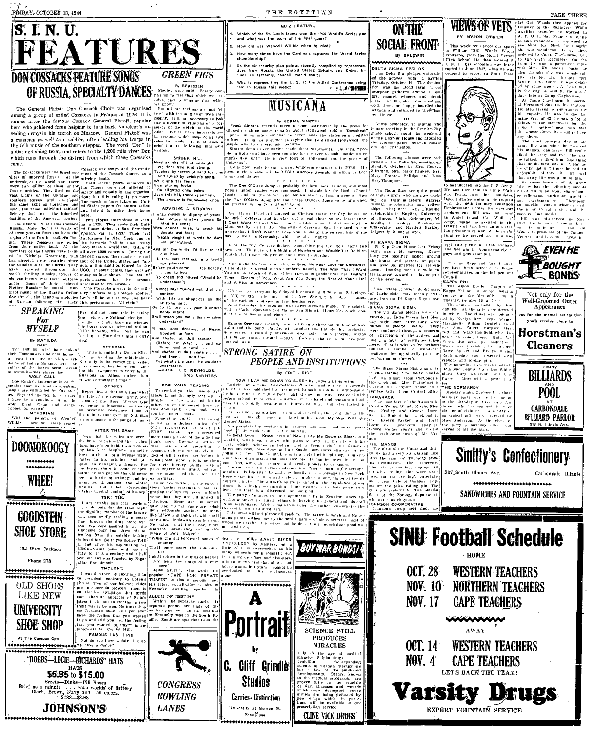# S. I. N. U. FEATURES

## DON COSSACKS FEATURE SONGS OF RUSSIA, SPECIALTY DANCES

The General Platoff Don Cossack Choir was organized among a group of exiled Cossacks in Prague in 1926. It is named after the famous Cossack General Platoff, popular hero who achieved fame helping to turn back Napoleon's invading army in his march on Moscow. General Platoff was a musician as well as a soldier, often leading his troops in the folk music of the southern steppes. The word "Don" is a distinguishing term, and refers to the 1,200 mile river Don which runs through the district from which these Cossacks come.

The Cossacks were the finest soldiers of Imperial Russia. At the outbreak of the world war, there were two million of them in the Czarist armies. They lived on the vast plains of the Ukraine and southern Russia, and developed the same skill as horsemen and much the same individual self-sufficiency that are the inherited qualities of the American cowboy.

The General Platoff Don Cossack Russian Male Chorus is made up of twenty-seven Russians from the region of the Don in southern Russia. These Cossacks are exiles from their native land. All the members of the Chorus were trained by Nicholas Kostrukoff, who has directed their destinies since the foundation of the Chorus. They have traveled throughout the world, thrilling musical lovers of six continents with their performances. Songs of their beloved Mother Russia—the notable liturgical music of the Russian Orthodox church, the haunting melodies of Russian folk-song—the lusty Cossack war songs, and the excitement of the Cossack dances as a stirring finale.

Until recent years, members of the Chorus were not allowed to marry and remain in the organization, but this ruling is no more. The members have taken out United States papers for naturalization and intend to make their home here.

This chorus entertained in Vienna in 1926. They made their United States debut at San Francisco's World's Fair in 1939. Their first appearance in New York was at the Carnegie Hall in 1940. They have made a world tour, giving in all over 4,000 concerts. During the 1942-43 season, they made a record tour of the United States and Canada, and in addition toured for the USO. In some camps, they gave as many as four shows. The total of performances for the season amounted to 224 concerts.

The Cossacks appear in the military uniform of a Cossack soldier. Let's all be out to see and hear this performance. All right?

## GREEN FIGS

By BEARDEN

Shelley once said, "Poetry compels us to feel that which we perceive, and to imagine that which we know."

But all our feelings are not fettered with the tangles of deep philosophy. It is not necessary to look like a reader of vitamins or a possessor of the weight of the world Atlas. We all have impressions—impressions which some of us give voice in words. It is of such a mood that the following lines were written:

**SNIDER HILL**

*Here on the hill at midnight*
*We feel free and strong,*
*Touched by caress of wind for pine*
*And lulled by cricket's song.*
*We climb the fence*
*Give pitying looks*
*On slighted ones below.*
*Upon this hill, there is enough,*
*The answer is found—we know.*

**ADVISING A STUDENT**

*I wrap myself in dignity of years*
*And lecture him(He yawns Behind his hand.)*
*With counsel wise, to crush his doubts and fears,*
*"Death weight of words he does not understand.*

*And all the while I'd like to tell him how*
*I, too, was restless in a world age planned*
*Before youth came . . . too fiercely proud to bow*
*To greed and hatred (Would he understand?)*

*I almost say: "Guard well that discontent*
*With life as shapeless as the shifting sand.*
*Go to it, boy . . . your blunders nobly meant*
*Shall teach you more than wisdom understand?*

*"I, too, once dreamed of Peace Goodwill to Men . . .*
*And chafed at dull routine . . .*
*(Before our War) . . . and nations hand in hand . . .*
*And chafed at dull routine . . .*
*and then . . . and then . . ."*
*But what's the use? He wouldn't understand.*

—PROF. H. C. REYNOLDS, Ohio University.

**FOR YOUR READING**

To remind you that Joseph Auslander is not the only poet who is affected by the war and letting others in on the secret, here are two other fairly recent books written by modern poets.

Some time ago, G. H. Clarke collected an anthology called THE NEW TREASURY OF WAR POETRY. Eleven are represented more than a score of the allied nations' poets. Divided according to their nations, and according to various subjects, we are given an idea of what writers are feeling. It is not possible for us to judge them for their literary ability with a great degree of accuracy, but rather we must read them for their earnestness.

Some are written in the conventional iambic pentameter; some are grouping feelings expressed in blank verse, but they are all aimed at intention. Some are memories quiet and wistful; some are rebellious outbursts against incidents like Lidice and Dunkirk, while still others are lined with caustic irony. No matter what their tone, when simmered down, they end on this theme of Peter Baker's:

*"When the shell-drowned songs of summer*
*Thrill once again the sun-bound air,*
*I shall return to the hills of heaven*
*And hear the songs of silence there."*

Jesse Stuart, who wrote the popular "TAPS FOR PRIVATE TUSSIE," is also a serious poet. His latest contribution is his ALBUM OF DESTINY, a book in Kentucky, dwelling together in . . .

ALBUM OF DESTINY.

Within the separate stories, in separate poems, are hints of the modern age such as the musings of Kentucky sons in the South Pacific. Some are speeches from the dead, not unlike SPOON RIVER ANTHOLOGY by Masters, but a little of it is overworked as his many moments for a romantic 4F. It is a wordy effort and therefore it is to be expected that all are not house plants but Stuart cannot be overlooked for his sturdiness alone.

## SPEAKING For MYSELF

By MATILDA

**BRR!**

The Indians must have taken their Tomahawks and gone home—at least I can see no visible evidence of Indian Summer left. The colors of the leaves were barren of warmth—they shiver, too.

**WOLF CALL**

One English instructor is of the opinion that an English speaking people are enthralled by Fay stories—Hayward in. So, to be exact, I have been convinced it is the wolf (Errol Flynn and Jackie Cooper for example).

**MEMORIAM**

With the passing of Wendell Willkie, I have one sharp regret. Fate did not cheat fair in taking him before the National election . . . he died without knowing whether his horse won or not—and without ever knowing which one he was betting on. Fate dealt him a dirty deal.

**APPEASER**

France is imitating Queen Elizabeth in treading the middle-aisle. Not only is he recognizing exiled governments, but he is commanding his newspapers to refer to the Russians as Allies, rather than "those communist fiends."

**OPINION**

Report has it that no matter what the fate of the German army, over home on the Rhine Western they are going to hibernate, and carry on organized resistance. I am of the opinion that the U.S. must not be obnoxious to the pangs of hunger.

**AFTER THE GAME**

Now that the polls are over, the bets are paid—and the celebrations have been held, I am wondering how Vera Stephens can settle down to the lull of a defense plant. Potter to his painting, and Mc Queen to managing a theater. For the latter, there is some compensation he can get out the old newsreels a bottle of Falstaff and his memories throughout the winter months. But I bet Gutteridge teaches baseball instead of history!

**TSK! TSK!**

I am certain now that teachers are under paid for the other night one dignified member of the faculty was seen avidly reading a magazine through the drug store window. We were assured it was the magazine only that drew his attention from the outside looking in. So if you notice THE MESSENGER pause and pay tribute for it is a century and a half year old and was founded by Edgar Allan Poe himself.

**THOUGHT**

I would rather be anything than be president—contrary to Cohen's phrase. Two of our beloved allies are to confer in Moscow—there is an election campaign that needs more than an anecdote of Falla's latest trick—not to mention a two front war to be won. Methinks Jimmy Durante's song "Did you ever have the feeling that you wanted to go and still you had the feeling that you wanted to stay?" is appropriate for Capital Hill.

**FAMOUS LAST LINE**

Not do you have a date—but do we have a dance?

---

**DOOMOKOOGY**

**WHEE!**

---

**GOODSTEIN SHOE STORE**

102 West Jackson

Phone 278

---

**OLD SHOES LIKE NEW**

**UNIVERSITY SHOE SHOP**

At The Campus Gate

---

**"DOBBS—LECIE—RICHARDS" HATS**

HATS

**$5.95 to $15.00**

Berets—Dinks—Pill Boxes

Brief as a minute . . . with worlds of flattery

Black, Brown, Navy and Fall colors.

$1.98—$3.98

**JOHNSON'S**

---

**QUIZ FEATURE**

1. Which of the St. Louis teams won the 1944 World's Series and what was the score of the final game?
2. How old was Wendell Willkie when he died?
3. How many times have the Cardinals captured the World Series championship?
4. Do the six security plan points, recently compiled by representatives from Russia, the United States, Britain, and China, include an assembly, council, world court?
5. Who is representing the U. S. at the Allied Conference being held in Russia this week?

## MUSICANA

By NORMA MARTIN

Frank Sinatra, recently given a rough going-over by the press for allegedly making nasty remarks about Hollywood, told a "Downbeat" reporter in an interview that he never made the statements credited to him. He had been quoted as saying that he disliked Hollywood, the people who live there, and pictures.

Sinatra denies ever having made these statements. He says, "People in Hollywood have been too nice for me ever to make malicious remarks like that." He is very fond of Hollywood and the people of Hollywood.

He is now ready to sign a new, long-term contract with MGM. His next movie release will be MGM's Anchors Aweigh, in which he both sings and dances.

\* \* \* \* \* \* \*

The One O'Clock Jump is probably the best more famous, and most popular jump number ever composed. It stands for the Basie (Count Basie) band, for the Moten band, for Kansas City Jazz in general. Now the Two O'Clock Jump and the Three O'Clock Jump come into view, so practice up on your jitterbugging.

\* \* \* \* \* \* \*

Sgt. Henry Pritchard swooped at Chelsea Music the day before he sailed overseas and knocked out at least sheet on his latest tune, I Don't Want to Love You. The firm liked it and had it recorded by Muskrat by Phil Brito. Somewhere overseas Sgt. Pritchard is unaware that I Don't Want to Love You is one of the current hits of the day, as well as Kentucky, which he also penned.

\* \* \* \* \* \* \*

From the 20th Century picture "Something For the Boys" come two new hits. They are In the Middle of Nowhere and Wouldn't It Be Nice. Watch for these; they're on their way to stardom.

\* \* \* \* \* \* \*

Martin Block's firm is working on Send Me Your Love for Christmas. Mills Music is stressing two numbers, namely, The Way That I Want You and The Touch of You. Other upcoming productions are Twilight Time, I Dream of You, What Are You Doing the Rest of Your Life? and A Kiss to Remember.

\* \* \* \* \* \* \*

KSD is now carrying by delayed broadcast at 6:30 p.m. Saturdays, an NBC program titled music of the New World, which features songs of the various countries in this hemisphere.

Next Saturday this program will stress Mexican music. The soloists will be Carlos Spavento and Manuel San Miguel. Henri Nosco will conduct the orchestra and chorus.

\* \* \* \* \* \* \*

Eugene Ormandy, recently returned from a three-month tour of Australia and the South Pacific, will conduct the Philadelphia orchestra in a series of Saturday afternoon broadcasts. Each program begins at 4:00 and comes through KMOX. Here's a chance to improve your musical taste.

## STRONG SATIRE ON PEOPLE AND INSTITUTIONS

By EDITH RICE

NOW I LAY ME DOWN TO SLEEP by Ludwig Bemelmans

Ludwig Bemelmans, Austro-American artist and author of juvenile literature, has published his first novel. Brought up in hotel atmosphere, he became an incorrigible youth and at one time was threatened with reform school. In America he worked in the hotel and restaurant business but gradually became more interested in art and later turned to writing.

He became a naturalized citizen and served in the army during the last war. This experience is related in his book, My War With the United States.

A silver-plated typewriter is his dearest possession and he composes most of his work while in the bathtub.

General Leonidas Erosa, hero in Now I Lay Me Down to Sleep, is a wealthy Ecuadorean planter who plans to settle in Biarritz with his party which includes an Indian valet, a French chef, the General's latest mistress, three dogs, and an English governess who carries her coffin with her. The General, who is afflicted with epilepsy, is in constant fear of an attack that may cost his life, but he loves this life of good food, wine, and women, and pleads poorly as he expected.

The menace of the German advance into France disrupts the arrangements at his Biarritz villa and they hastily secure passage to New York. Here we see life on the grand scale—a fabulous dinner at twenty dollars a plate. The author's satire is aimed at the decadence of the times, the selfish preoccupation of the wealthy with their petty problems and their total disregard for mankind.

The party continues to the magnificent villa in Ecuador, where the author achieves a dramatic climax by burying the General and his staff in an earthquake. With a malicious twist the author reincarnates the General in his boisterous son.

This novel will not please all readers. The satire is harsh and Bemelmans points without mercy the sordid nature of his characters most of whom are psychopathic cases, but he does it with nonchalant good humor and irony.

---

**BUY WAR BONDS!**

---

**A Portrait**

by

**C. Cliff Grindle Studios**

Carries Distinction

University at Monroe St.

Phone 344

---

**SCIENCE STILL PRODUCES MIRACLES**

This is the age of medical miracles. Sulpha drugs . . . penicillin . . . the expanding science of vitamin therapy are but a few of the publicized developments. Others, known to the medical profession, are proven daily in the crucible of war. Diseases and wounds which once decimated entire armies are being defeated by new drugs which, in peacetime, will be available in our prescription service.

**CLINE VICK DRUGS**

## ON THE SOCIAL FRONT

By BALDWIN

**DELTA SIGMA EPSILON**

The Delta Sig pledges entertained the actives with a hayride Tuesday, October 10. The destination was the Dodd farm, where everyone gathered around a bonfire, roasted wieners and drank cider. At 10 o'clock the revellers, cold, tired, but happy, boarded the wagons and returned to the Chapter House.

\*\*\*

Annie Maudsley, an alumni who is now teaching in the Granite City grade school, spent the week-end at the Chapter House and attended the football game between Southern and Charleston.

\*\*\*

The following alumnae were welcomed at the Delta Sig meeting on Monday, October 9: Mrs. Geneva Zillerman, Mrs. Mary Peakey, Mrs. Mary Frances Phillips and Miss Mary Thompson.

\*\*\*

The Delta Sigs are quite proud of their alumnae who are now working on their master's degrees through scholarships and fellowships. They are: Ann O'Rourke, scholarship in English, University of Illinois; Viola Rodenmeyer, fellowship in zoology, Washington University; and Harriett Barkley, fellowship in social work.

\*\*\*

**PI KAPPA SIGMA**

Pi Kap Open House last Friday night was a big success. Everybody got together, looked around the house, and partook of punch and assorted pastries for refreshment. Dancing was the main entertainment toward the latter part of the evening.

\*\*\*

Miss Erlene Johnson, Sophomore, of Carbondale was recently initiated into the Pi Kappa Sigma sorority.

**SIGMA SIGMA SIGMA**

The Tri Sigma pledges were discovered at Enlandsaver's last Monday night soon after they were missed at pledge meeting. They were conducted through a program of calisthenics by the actives and had a number of privileges taken away. That is why you've perhaps noticed a number of wan-faced pledgees limping shyly past the termination of Carter's.

\*\*\*

The Sigma Sigma Sigma sorority is entertaining Mrs. Betty Clatheck, an alum from Carbondale this week-end. Mrs. Clatheck is visiting the Chapter House as a representative from Central office.

**TAMARACK**

Four members of the Tamarack Rosalie Young, Wanda Kittle, Florence Pratley and Geneva Dunn went to Hilltop last week-end to visit Evelyn Parker and Irene Lovin, ex-Tamarackers. They attended worship services in the neighboring town of Mt. Vernon.

**THE MANOR**

The girls of the Manor and their guests had a very stimulating hike after the rain last Thursday evening. The destination, the reservoir. The arts of cooking, singing and throwing rolling pins were exercised for the evening's entertainment. Jean Gale of Gorham carrying off the prize rolling pin. The girls are grateful to Miss Martha Scott of the Zoology department, who acted as chaperon.

**JOHNSON CO-OPERATIVE**

Johnson's Co-op held their annual Fall picnic at Crab Orchard lake last night. Approximately 35 guys and gals attended.

\*\*\*

Clarissa Rapp and Lois Ledbetter have been selected as house representatives on the Independent Council.

**KAPPA PHI**

The Alpha Epsilon Chapter of Kappa Phi held a formal pledging service at the Methodist church Tuesday, October 10 at 7:00.

The church was lighted by altar candles. All the girls were dressed in white. The ritual was conducted by Evelyn Rex, Irene Adams, Marguerite Wilson, Orabelle Sawyers, Alma Fauver, Margaret Garrett, and Peggy Benfield who also acted as conductress. Ruth McFeron also acted as conductress. Music was furnished by Marjorie Dawe Appel and Evelyn Burge. Each pledge was presented with ribbons and pledge pin.

The following girls were pledged: Dela Mae Dennis, Mary Lou White, Mary Anderson, and Lois Garrett. More will be pledged later.

**THE NORMANDY**

Monday night, October 9, a short birthday party was held in honor of the birthday of Miss Mary Anderson, who had reached the very old age of eighteen. A variety of mouth-watering food was served to all girls. At the close of the party a birthday cake was served to all the girls.

## VIEWS OF VETS

BY MYRON O'BRIEN

This week we devote our space to William "Bill" Woods. Woods graduated from the Mount Vernon High School. He then entered S. I. N. U. his schooling was interrupted in June 1942, when he was ordered to report to Scott Field to be inducted into the U. S. Army. He was then sent to Camp Walters, Texas, here he completed Basic Infantry training. He trained through to become an expert machine gunner with the 69th Infantry Battalion Replacement Center for overseas replacement. Bill was then sent to Angel Island, Cal. While at Angel Island he assisted in the transfers of Jap, German and Italian prisoners of war. While in the Infantry he served as an acting 1st Sgt. Woods then applied for transfer to the Engineers. While awaiting transfer he worked in A. P. O. in San Francisco. While in San Francisco he happened to see Mme. Kai Shek; he thought she was wonderful. He was then ordered to Camp Claiborne, La., to the 79th Engineers. On the train he was a passenger near with Mme Kai Shek's cousin; he also thought she was wonderful. His trip led him through Fort Worth, Tex., there he was delayed by some women. At least this is the way he said it. He was 5 days late at Camp Claiborne.

At Camp Claiborne he served at Personnel Sgt. to his Platoon. He also served as quartermaster for his captain. He was in the La. maneuvers of 42, he saw a lot of things on the maneuvers, but the thing he noticed most was that the women down there didn't have any shoes.

The most unhappy day in his army life was when he received his medical discharge. Bill really liked the army and from the way he talked, it liked him. One thing that he disliked was K. P. But as he only had it 3 times he had an enjoyable military life. He said that army life was a lot of fun.

As remembrances of his army life he has the following medals—all of which he won: Sharpshooter, rifleman, marksman machine gun, marksman with Thompson sub-machine gun, marksman with the army 45 cal. pistol, and the good conduct medal.

Bill was discharged in Nov. 1942. He is now a senior here, and is majoring in Ind. Ed. Woods is president of the Campus Veterans and is doing a great job.

---

**EVEN HE BOUGHT BONDS**

---

Not only for the Well-Groomed Outer Appearance but for the mental satisfaction you'll receive, come to

**Horstman's Cleaners**

---

ENJOY

**BILLIARDS AND POOL**

AT

**CARBONDALE BILLIARD PARLOR**

213 N. Illinois Ave.

---

**Smitty's Confectionery**

307 South Illinois Ave. Carbondale, Illinois

**SANDWICHES AND FOUNTAIN SERVICE**

---

## SINU Football Schedule

HOME

| | |
|---|---|
| OCT. 28 | WESTERN TEACHERS |
| NOV. 10 | NORTHERN TEACHERS |
| NOV. 17 | CAPE TEACHERS |

AWAY

| | |
|---|---|
| OCT. 14 | WESTERN TEACHERS |
| NOV. 4 | CAPE TEACHERS |

LET'S BACK THE TEAM!

**Varsity Drugs**

EXPERT FOUNTAIN SERVICE

---

**CONGRESS BOWLING LANES**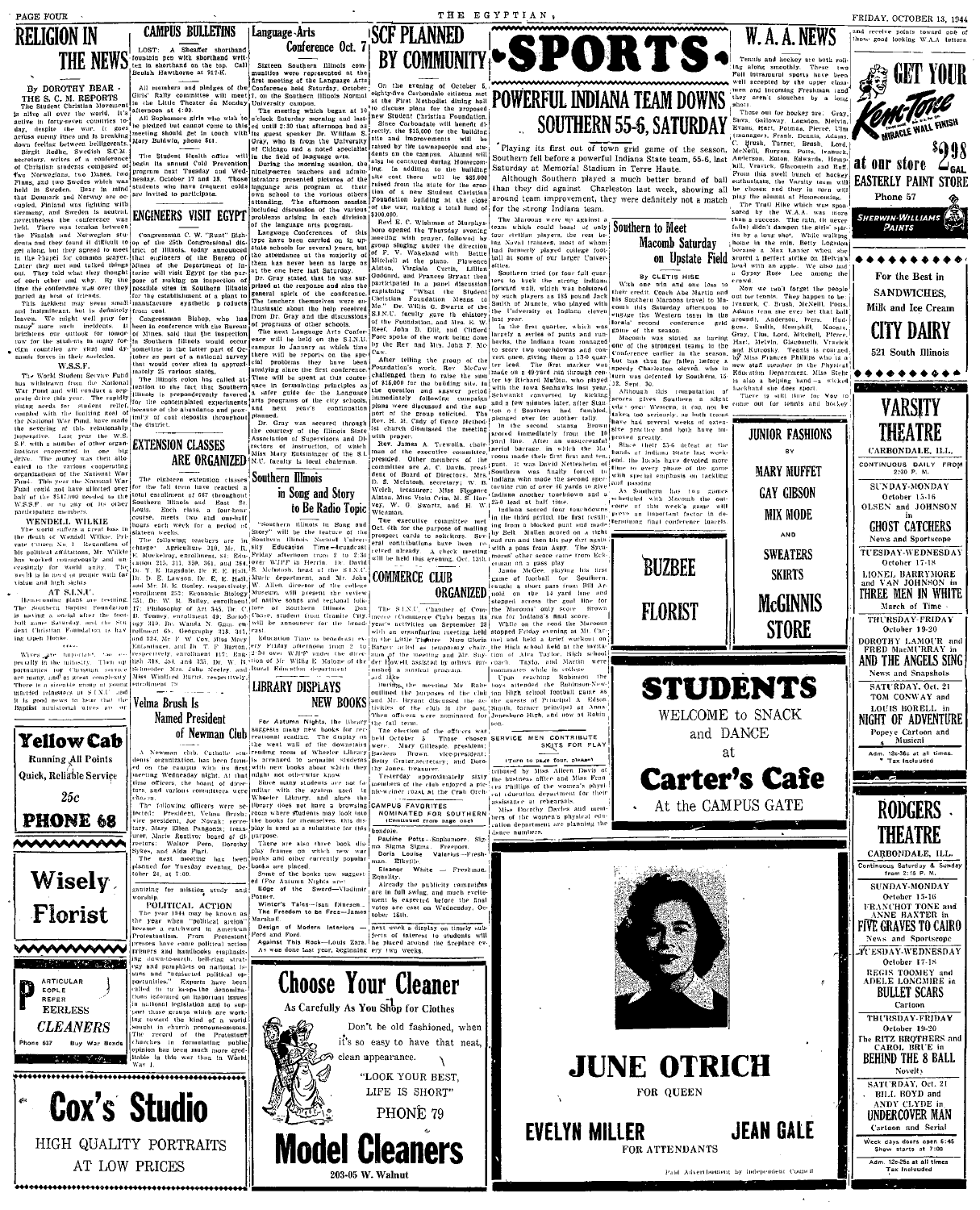# RELIGION IN THE NEWS

By DOROTHY BEAR - THE S. C. M. REPORTS

The Student Christian Movement is alive all over the world. It's active in forty-seven countries today, despite the war. It goes across enemy lines and is breaking down feeling between belligerents. Birgit Rodhe, Swedish S.C.M. secretary, writes of a conference of Christian students composed of two Norwegians, two Danes, two Finns, and two Swedes which was held in Sweden. Bear in mind that Denmark and Norway are occupied, Finland was fighting with Germany, and Sweden is neutral; nevertheless the conference was held. There was tension between the Finnish and Norwegian students and they found it difficult to get along, but they agreed to meet in the Chapel for common prayer. Later they met and talked things out. They told what they thought of each other and why. By the time the conference was over they parted as best of friends.

This incident may seem small and insignificant, but is definitely leaven. We might well pray for many more such incidents. It brightens our outlook for tomorrow for the students so eager for clean countries are vital and dynamic forces in their societies.

W.S.S.F.

The World Student Service Fund has withdrawn from the National War Fund and will conduct a separate drive this year. The rapidly rising needs for student relief coupled with the limiting goal of the National War Fund, have made the severing of this relationship imperative. Last year the W.S.S.F. with a number of other organizations cooperated in one big drive. The money was then allocated to the various cooperating organizations of the National War Fund. This year the National War Fund could not have allotted over half of the $547,000 needed to the W.S.S.F. or to any of its other participating members.

WENDELL WILKIE

The world suffers a great loss in the death of Wendell Wilkie, Private Citizen No. 1. Regardless of his political affiliations, Mr. Wilkie has worked courageously and unceasingly for world unity. The world is in need of people with far vision and high sights.

AT S.I.N.U.

Homecoming plans are running. The Southern Baptist Foundation is having a social after the football game Saturday and the Student Christian Foundation is having Open House.

... When the important ... especially in the ministry. There are opportunities for Christian service are many, and of great complexity. There is a sizable group of young ministers ... ministers at S.I.N.U. and it is good news to hear that the Baptist ministerial wives are ...

# CAMPUS BULLETINS

LOST: A Sheaffer shorthand fountain pen with shorthand written in shorthand on the top. Call Beulah Hawthorne at 917-K.

All members and pledges of the Girls' Rally committee will meet in the Little Theater on Monday afternoon at 4:00.

All Sophomore girls who wish to be pledged but cannot come to this meeting should get in touch with Mary Baldwin, phone 861.

The Student Health office will begin its annual Cold Prevention program next Tuesday and Wednesday, October 17 and 18. Those students who have frequent colds are invited to participate.

# ENGINEERS VISIT EGYPT

Congressman C. W. "Runt" Bishop of the 25th Congressional district of Illinois, today announced that engineers of the Bureau of Mines of the Department of Interior will visit Egypt for the purpose of making an inspection of possible sites in Southern Illinois for the establishment of a plant to manufacture synthetic products from coal.

Congressman Bishop, who has been in conference with the Bureau of Mines, said that the inspection here in Southern Illinois would occur sometime in the latter part of October as part of a national survey that would cover sites in approximately 25 various states.

The Illinois colon has called attention to the fact that Southern Illinois is preponderantly favored for the contemplated experiments because of the abundance and proximity of coal deposits throughout the district.

# EXTENSION CLASSES ARE ORGANIZED

The eighteen extension classes for the fall term have reached a total enrollment of 567 throughout Southern Illinois and East St. Louis. Each class, a four-hour course, meets two and one-half hours each week for a period of sixteen weeks.

The following teachers are in charge: Agriculture 310, Mr. R. E. Muckelroy, enrollment 84; Education 215, 311, 350, 361, and 384, Dr. T. E. Ragsdale, Dr. R. E. Hall, Dr. D. E. Lawson, Dr. E. E. Hall, and Mr. H. E. Bosley, respectively, enrollment 253; Economic Biology 331, Dr. W. M. Bailey, enrollment 17; Philosophy of Art 345, Dr. C. D. Tenney, enrollment 49; Sociology 310, Dr. Wanda N. Gamewell, enrollment 60; Geography 318, 351, and 324, Mr. F. W. Cox, Miss Mary Entsminger, and Dr. T. F. Barton, respectively, enrollment 115; English 316, 354, and 335, Dr. W. B. Schneider, Mrs. Julia Neeley, and Miss Winifred Burns, respectively, enrollment 79.

# Velma Brush Is Named President of Newman Club

A Newman club, Catholic students' organization, has been formed on the campus with its first meeting Wednesday night. At that time officers, the board of directors, and various committees were chosen.

The following officers were selected: President, Velma Brush; vice president, Joe Novak; secretary, Mary Ellen Pangonis; treasurer, Marie Restivo; board of directors: Walter Pero, Dorothy Sykes, and Alda Piari.

The next meeting has been planned for Tuesday evening, October 24, at 7:00.

... planning for mission study and worship.

POLITICAL ACTION

The year 1944 may be known as the year when "political action" became a catchword in American Protestantism. From Protestant presses have come political action primers and handbooks emphasizing government, lobbying strategy and pamphlets on national issues and "selected political opportunities." Experts have been called in to keep the denominations informed on important issues in national legislation and to support those groups which are working toward the kind of a world sought in church pronouncements. The record of the Protestant churches in formulating public opinion has been much more creditable in this war than in World War I.

# Language-Arts Conference Oct. 7

Sixteen Southern Illinois communities were represented at the first meeting of the Language Arts Conference held Saturday, October 7, on the Southern Illinois Normal University campus.

The meeting which began at 10 o'clock Saturday morning and lasted until 2:30 that afternoon had as its guest speaker Dr. William S. Gray, who is from the University of Chicago and a noted specialist in the field of language arts.

During the morning session, the ninety-seven teachers and administrators presented pictures of the language arts program at their own school to the various others attending. The afternoon session included discussion of the various problems arising in each division of the language arts program.

Language Conferences of this type have been carried on in upstate schools for several years, but the attendance at the majority of them has never been as large as at the one here last Saturday.

Dr. Gray stated that he was surprised at the response and also the general spirit of the conference. The teachers themselves were enthusiastic about the help received from Dr. Gray and the discussions of programs of other schools.

The next Language Arts Conference will be held on the S.I.N.U. campus in January at which time there will be reports on the special problems they have been studying since the first conference. Time will be spent at this conference in formulating principles as a safer guide for the Language arts programs of the city schools, and next year's continuation planned.

Dr. Gray was secured through the courtesy of the Illinois State Association of Supervisors and Directors of Instruction, of which Miss Mary Entsminger of the S.I.N.U. faculty is local chairman.

# Southern Illinois in Song and Story to Be Radio Topic

"Southern Illinois in Song and Story" will be the feature of the Southern Illinois Normal University Education Time—broadcast Friday afternoon from 2 to 2:30 over WJPF in Herrin. Dr. David S. McIntosh, head of the S.I.N.C. Music department, and Mr. John W. Allen, director of the college Museum, will present the review of native songs and regional folklore of southern Illinois. Don Chase, student from Granite City, will be announcer for the broadcast.

Education Time is broadcast every Friday afternoon from 2 to 2:30 over WJPF under the direction of Mr. Willis E. Malone of the Rural Education department.

# LIBRARY DISPLAYS NEW BOOKS

For Autumn Nights, the library suggests many new books for recreational reading. The display on the west wall of the reserve reading room of Wheeler Library is arranged to acquaint students with new books about which they might not otherwise know.

Since many students are not familiar with the system used in Wheeler Library and since the library does not have a browsing room where students may look into the books for themselves, this display is used as a substitute for this purpose.

There are also three book display frames on which new war books and other currently popular books are placed.

Some of the books now suggested (For Autumn Nights are: Edge of the Sword—Vladimir Pozner.

Winter's Tales—Isak Dinesen. The Freedom to be Free—James Marshall.

Design of Modern Interiors — Ford and Ford.

Against This Rock—Louis Zara. As was done last year, beginning ...

# SCF PLANNED BY COMMUNITY

On the evening of October 5, eighty-five Carbondale citizens met at the First Methodist dining hall to discuss plans for the proposed new Student Christian Foundation.

Since Carbondale will benefit directly, the $15,000 for the building site and improvements will be raised by the townspeople and students on the campus. Alumni will also be contacted during Homecoming. In addition to the building site cost there will be $85,000 raised from the state for the erection of a new Student Christian Foundation building at the close of the war, making a total fund of $100,000.

Rev. E. C. Wishman of Murphysboro opened the Thursday evening meeting with prayer, followed by group singing under the direction of F. V. Wakeland with Bettie Mitchell at the piano. Florence Alston, Virginia Curtis, Lillian Goddard, and Frances Bryant then participated in a panel discussion explaining "What the Student Christian Foundation Means to Me." Dr. Willis G. Swartz of the S.I.N.U. faculty gave the history of the Foundation, and Mrs. E. W. Reef, John D. Dill, and Clifford Fore spoke of the work being done by the Rev. and Mrs. John F. McCaw.

After telling the group of the Foundation's work, Rev. McCaw challenged them to raise the sum of $15,000 for the building site. In the question and answer period immediately following campaign plans were discussed and the support of the group solicited. The Rev. H. M. Cady of Grace Methodist church dismissed the meeting with prayer.

Rev. James A. Trewolla, chairman of the executive committee, presided. Other members of the committee are A. C. Davis, president of Board of Directors; Mrs. D. S. McIntosh, secretary; W. B. Welch, treasurer; Miss Florence Alston, Miss Viola Crim, M. S. Harvey, W. G. Swartz, and H. W. Wiseman.

The executive committee met Oct. 6th for the purpose of mailing prospect cards to solicitors. Several contributions have been received already. A check meeting will be held this evening, Oct. 13th.

# COMMERCE CLUB ORGANIZED

The S.I.N.U. Chamber of Commerce (Commerce Club) began its year's activities on September 28 with an organization meeting held in the Little Theatre. Miss Gloria Barger acted as temporary chairman of the meeting and Mr. Snyder Powell, assisted by others furnished a musical program.

... the meeting Mr. Rains outlined the purposes of the club and Mr. Bryant discussed the activities of the club in the past. Then officers were nominated for the fall term.

The election of the officers was held October 5. Those chosen were: Mary Gillespie, president; Barbara Brown, vice-president; Betty Grater, secretary; and Dorothy Jones, treasurer.

Yesterday approximately sixty members of the club enjoyed a picnic-wiener roast at the Crab Orchard ...

# CAMPUS FAVORITES NOMINATED FOR SOUTHERN (Continued from page one)

bondole.

Pauline Potts—Sophomore, Sigma Sigma Sigma, Freeport.

Doris Louise Valerius—Freshman, Elkville.

Eleanor White — Freshman, Equality.

Already the publicity campaigns are in full swing and much excitement is expected before the final votes are cast on Wednesday, October 18th.

... next week a display on timely subjects of interest to students will be placed around the fireplace every two weeks.

# SPORTS

# POWERFUL INDIANA TEAM DOWNS SOUTHERN 55-6, SATURDAY

Playing its first out of town grid game of the season, Southern fell before a powerful Indiana State team, 55-6, last Saturday at Memorial Stadium in Terre Haute.

Although Southern played a much better brand of ball than they did against Charleston last week, showing all around team improvement, they were definitely not a match for the strong Indiana team.

The Maroons were up against a team which could boast of having four civilian players, the rest being Naval trainees, most of whom had formerly played college football at some of our larger Universities.

Southern tried for four full quarters to buck the strong Indiana forward wall, which was bolstered by such players as 185 pound Jack Smith of Muncie, who played with the University of Indiana eleven last year.

In the first quarter, which was largely a series of punts and runbacks, the Indiana team managed to score two touchdowns and convert once, giving them a 13-0 quarter lead. The first marker was made on a 40 yard run through center by Richard Mullen, who played with the Iowa Seahawks last year. Schwankl converted by kicking and a few minutes later, after Stanton of Southern had fumbled, plunged over for another tally.

In the second stanza Brown scored immediately from the 10 yard line. After an unsuccessful aerial barrage in which the Maroons made their first first and ten, punt. It was David Nettelhorst of Southern who was finally forced to Indiana who made the second spectacular run of over 60 yards to give Indiana another touchdown and a 25-0 lead at half time.

Indiana scored four touchdowns in the third period, the first resulting from a blocked punt and made by Bell. Mullen scored on a right end run and then hit pay dirt again with a pass from Aspy. The Sycamores' other score came from Eckman on a pass play.

Jamie McGee, playing his first game of football for Southern, caught a short pass from Bill Arnold on the 14 yard line and stepped across the goal line for the Maroons' only score. Brown ran for Indiana's final score.

While on the road the Maroons stopped Friday evening at Mt. Carmel and held a brief workout on the High school field at the invitation of Alva Taylor, High school coach. Taylor and Martin were roommates while in college.

Upon reaching Robinson the boys attended the Robinson-Newton High school football game as the guests of Principal A. Milton Smith, former principal at Anna-Jonesboro High, and now at Robinson.

# Southern to Meet Macomb Saturday on Upstate Field

By CLETIS HISE

With one win and one loss to their credit, Coach Abe Martin and his Southern Maroons travel to Macomb this Saturday afternoon to engage the Western team in the locals' second conference grid game of the season.

Macomb was slated as having one of the strongest teams in the Conference earlier in the season, but thus far failed before a speedy Charleston eleven, who in turn was defeated by Southern, 13-12, Sept. 30.

Although this computation of scores gives Southern a slight edge over Western, it can not be taken too seriously, as both teams have had several weeks of extensive practice and both have improved greatly.

Since their 55-6 defeat at the hands of Indiana State last weekend, the locals have devoted more time to every phase of the game with special emphasis on tackling and passing.

As Southern has two games scheduled with Macomb the outcome of this week's game will prove an important factor in determining final conference laurels.

# SERVICE MEN CONTRIBUTE SKITS FOR PLAY

(Turn to page four, please)

tributed by Miss Aileen Davis of the business office and Miss Frances Phillips of the women's physical education department for their assistance at rehearsals.

Miss Dorothy Davies and members of the women's physical education department are planning the dance numbers.

# W. A. A. NEWS

Tennis and hockey are both rolling along smoothly. These two Fall intramural sports have been well accepted by the upper classmen and incoming Freshman and they aren't slouches by a long shot.

Those out for hockey are: Gray, Sims, Galloway, Lowden, Melvin, Evans, Hart, Potmas, Pierce, Ulm (manager), Frank, Dennis, Adams, C. Brush, Turner, Brush, Lord, McNeill, Burgess, Potts, Ivanuck, Anderson, Eaton, Edwards, Hemphill, Vravick, Giacomelli and Ruff. From this swell bunch of hockey enthusiasts, the Varsity team will be chosen and they in turn will play the alumni at Homecoming.

The Trail Hike which was sponsored by the W.A.A. was more than a success. The rain (it never falls) didn't dampen the girls' spirits by a long shot. While walking home in the rain, Betty Langdon became a Max Lanier when she scored a perfect strike on Melvin's head with an apple. We also had a Gypsy Rose Lee among the crowd.

Now we can't forget the people out for tennis. They happen to be: Ivanuck, C. Brush, McNeill, Potts, Adams (can she ever bat that ball around), Anderson, Ivers, Hudgens, Smith, Hemphill, Koontz, Gray, Ulm, Lord, Mitchell, Pierce, Hart, Melvin, Giacomelli, Vravick and Kutosky. Tennis is counseled by Miss Frances Phillips who is a new staff member in the Physical Education Department. Miss Stehr is also a helping hand—a wicked backhand she does sport.

There is still time for You to come out for tennis and hockey.

---

and receive points toward one of those good looking W.A.A. letters

**GET YOUR Kem-Tone MIRACLE WALL FINISH at our store $2.98 GAL. EASTERLY PAINT STORE** Phone 57 — SHERWIN-WILLIAMS PAINTS

**For the Best in SANDWICHES, Milk and Ice Cream — CITY DAIRY** — 521 South Illinois

# VARSITY THEATRE

CARBONDALE, ILL.

CONTINUOUS SUNDAY DAILY FROM 2:30 P. M.

SUNDAY-MONDAY October 15-16 — OLSEN and JOHNSON in GHOST CATCHERS — News and Sportscope

TUESDAY-WEDNESDAY October 17-18 — LIONEL BARRYMORE and VAN JOHNSON in THREE MEN IN WHITE — March of Time

THURSDAY-FRIDAY October 19-20 — DOROTHY LAMOUR and FRED MacMURRAY in AND THE ANGELS SING — News and Snapshots

SATURDAY, Oct. 21 — TOM CONWAY and LOUIS BORELL in NIGHT OF ADVENTURE — Popeye Cartoon and Musical

Adm. 12c-36c at all times. Tax Included

# RODGERS THEATRE

CARBONDALE, ILL.

Continuous Saturday & Sunday from 2:15 P. M.

SUNDAY-MONDAY October 15-16 — FRANCHOT TONE and ANNE BAXTER in FIVE GRAVES TO CAIRO — News and Sportscope

TUESDAY-WEDNESDAY October 17-18 — REGIS TOOMEY and ADELE LONGMIRE in BULLET SCARS — Cartoon

THURSDAY-FRIDAY October 19-20 — The RITZ BROTHERS and CAROL BRUCE in BEHIND THE 8 BALL — Novelty

SATURDAY, Oct. 21 — BILL BOYD and ANDY CLYDE in UNDERCOVER MAN — Cartoon and Serial

Week days doors open 6:45. Show starts at 7:00

Adm. 12c-25c at all times. Tax Included

**JUNIOR FASHIONS BY MARY MUFFET, GAY GIBSON, MIX MODE AND SWEATERS, SKIRTS — McGINNIS STORE**

**BUZBEE FLORIST**

**STUDENTS WELCOME to SNACK and DANCE at Carter's Cafe — At the CAMPUS GATE**

**JUNE OTRICH FOR QUEEN — EVELYN MILLER, JEAN GALE FOR ATTENDANTS** — Paid Advertisement by Independent Council

**Yellow Cab — Running All Points — Quick, Reliable Service — 25c — PHONE 68**

**Wisely Florist**

**PARTICULAR PEOPLE PREFER PEERLESS CLEANERS** — Phone 637 — Buy War Bonds

**Cox's Studio — HIGH QUALITY PORTRAITS AT LOW PRICES**

**Choose Your Cleaner As Carefully As You Shop for Clothes** — Don't be old fashioned, when it's so easy to have that neat, clean appearance. "LOOK YOUR BEST, LIFE IS SHORT" PHONE 79 — **Model Cleaners** — 203-05 W. Walnut